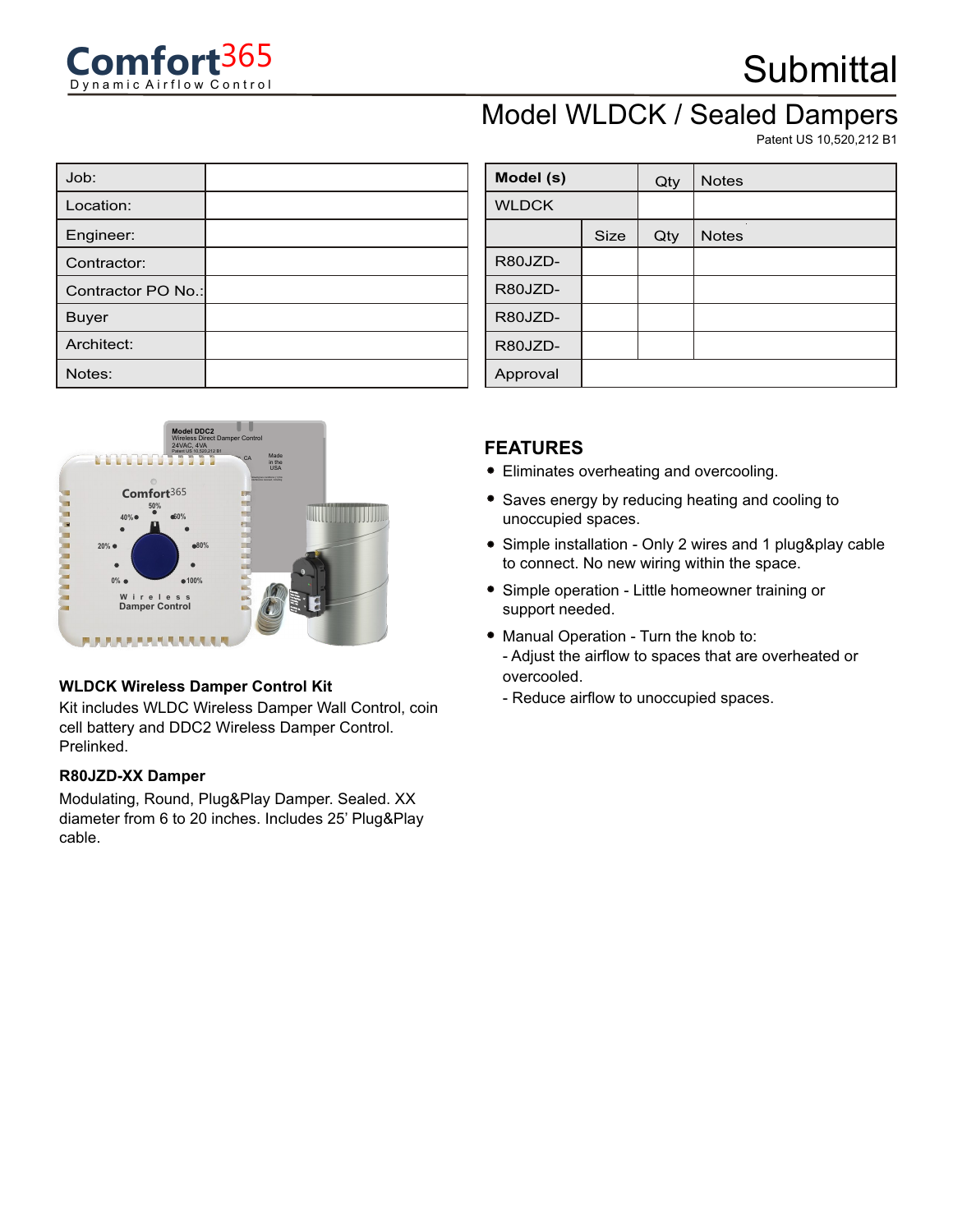Comfort365
Dynamic Airflow Control

# Submittal

## Model WLDCK / Sealed Dampers

Patent US 10,520,212 B1

| Job: | |
|---|---|
| Location: | |
| Engineer: | |
| Contractor: | |
| Contractor PO No.: | |
| Buyer | |
| Architect: | |
| Notes: | |

| **Model (s)** | | Qty | Notes |
|---|---|---|---|
| WLDCK | | | |
| | Size | Qty | Notes |
| R80JZD- | | | |
| R80JZD- | | | |
| R80JZD- | | | |
| R80JZD- | | | |
| Approval | | | |

### WLDCK Wireless Damper Control Kit

Kit includes WLDC Wireless Damper Wall Control, coin cell battery and DDC2 Wireless Damper Control. Prelinked.

### R80JZD-XX Damper

Modulating, Round, Plug&Play Damper. Sealed. XX diameter from 6 to 20 inches. Includes 25' Plug&Play cable.

## FEATURES

- Eliminates overheating and overcooling.
- Saves energy by reducing heating and cooling to unoccupied spaces.
- Simple installation - Only 2 wires and 1 plug&play cable to connect. No new wiring within the space.
- Simple operation - Little homeowner training or support needed.
- Manual Operation - Turn the knob to:
  - Adjust the airflow to spaces that are overheated or overcooled.
  - Reduce airflow to unoccupied spaces.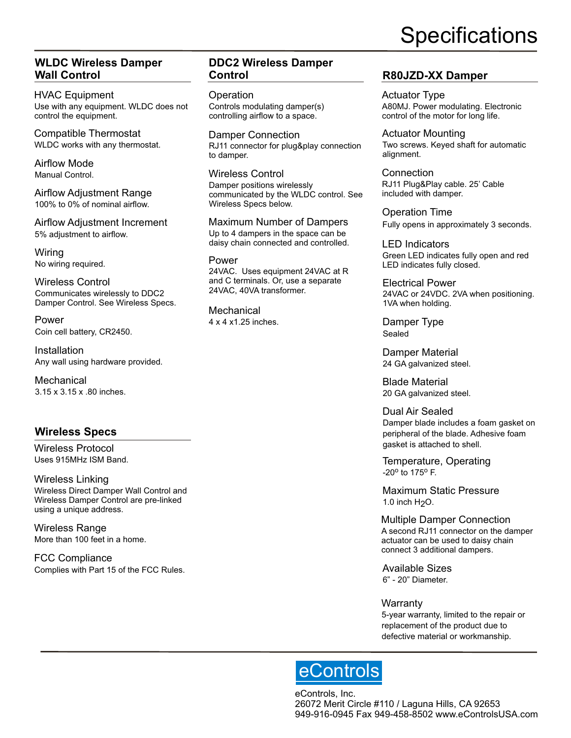# Specifications

## WLDC Wireless Damper Wall Control

**HVAC Equipment**
Use with any equipment. WLDC does not control the equipment.

**Compatible Thermostat**
WLDC works with any thermostat.

**Airflow Mode**
Manual Control.

**Airflow Adjustment Range**
100% to 0% of nominal airflow.

**Airflow Adjustment Increment**
5% adjustment to airflow.

**Wiring**
No wiring required.

**Wireless Control**
Communicates wirelessly to DDC2 Damper Control. See Wireless Specs.

**Power**
Coin cell battery, CR2450.

**Installation**
Any wall using hardware provided.

**Mechanical**
3.15 x 3.15 x .80 inches.

## Wireless Specs

**Wireless Protocol**
Uses 915MHz ISM Band.

**Wireless Linking**
Wireless Direct Damper Wall Control and Wireless Damper Control are pre-linked using a unique address.

**Wireless Range**
More than 100 feet in a home.

**FCC Compliance**
Complies with Part 15 of the FCC Rules.

## DDC2 Wireless Damper Control

**Operation**
Controls modulating damper(s) controlling airflow to a space.

**Damper Connection**
RJ11 connector for plug&play connection to damper.

**Wireless Control**
Damper positions wirelessly communicated by the WLDC control. See Wireless Specs below.

**Maximum Number of Dampers**
Up to 4 dampers in the space can be daisy chain connected and controlled.

**Power**
24VAC. Uses equipment 24VAC at R and C terminals. Or, use a separate 24VAC, 40VA transformer.

**Mechanical**
4 x 4 x1.25 inches.

## R80JZD-XX Damper

**Actuator Type**
A80MJ. Power modulating. Electronic control of the motor for long life.

**Actuator Mounting**
Two screws. Keyed shaft for automatic alignment.

**Connection**
RJ11 Plug&Play cable. 25' Cable included with damper.

**Operation Time**
Fully opens in approximately 3 seconds.

**LED Indicators**
Green LED indicates fully open and red LED indicates fully closed.

**Electrical Power**
24VAC or 24VDC. 2VA when positioning. 1VA when holding.

**Damper Type**
Sealed

**Damper Material**
24 GA galvanized steel.

**Blade Material**
20 GA galvanized steel.

**Dual Air Sealed**
Damper blade includes a foam gasket on peripheral of the blade. Adhesive foam gasket is attached to shell.

**Temperature, Operating**
-20° to 175° F.

**Maximum Static Pressure**
1.0 inch $H_2O$.

**Multiple Damper Connection**
A second RJ11 connector on the damper actuator can be used to daisy chain connect 3 additional dampers.

**Available Sizes**
6" - 20" Diameter.

**Warranty**
5-year warranty, limited to the repair or replacement of the product due to defective material or workmanship.

eControls

eControls, Inc.
26072 Merit Circle #110 / Laguna Hills, CA 92653
949-916-0945 Fax 949-458-8502 www.eControlsUSA.com